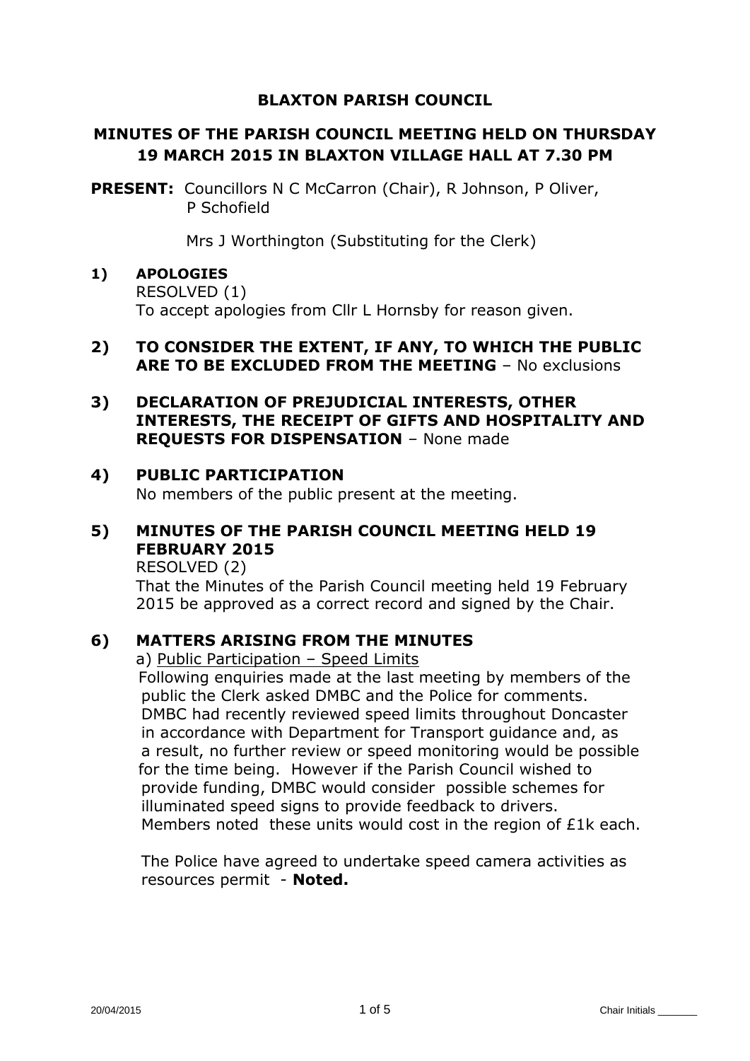# BLAXTON PARISH COUNCIL

## MINUTES OF THE PARISH COUNCIL MEETING HELD ON THURSDAY 19 MARCH 2015 IN BLAXTON VILLAGE HALL AT 7.30 PM

**PRESENT:** Councillors N C McCarron (Chair), R Johnson, P Oliver, P Schofield

Mrs J Worthington (Substituting for the Clerk)

**1) APOLOGIES**

RESOLVED (1)
To accept apologies from Cllr L Hornsby for reason given.

**2) TO CONSIDER THE EXTENT, IF ANY, TO WHICH THE PUBLIC ARE TO BE EXCLUDED FROM THE MEETING** – No exclusions

**3) DECLARATION OF PREJUDICIAL INTERESTS, OTHER INTERESTS, THE RECEIPT OF GIFTS AND HOSPITALITY AND REQUESTS FOR DISPENSATION** – None made

**4) PUBLIC PARTICIPATION**

No members of the public present at the meeting.

**5) MINUTES OF THE PARISH COUNCIL MEETING HELD 19 FEBRUARY 2015**

RESOLVED (2)
That the Minutes of the Parish Council meeting held 19 February 2015 be approved as a correct record and signed by the Chair.

**6) MATTERS ARISING FROM THE MINUTES**

a) Public Participation – Speed Limits

Following enquiries made at the last meeting by members of the public the Clerk asked DMBC and the Police for comments. DMBC had recently reviewed speed limits throughout Doncaster in accordance with Department for Transport guidance and, as a result, no further review or speed monitoring would be possible for the time being. However if the Parish Council wished to provide funding, DMBC would consider possible schemes for illuminated speed signs to provide feedback to drivers. Members noted these units would cost in the region of £1k each.

The Police have agreed to undertake speed camera activities as resources permit - **Noted.**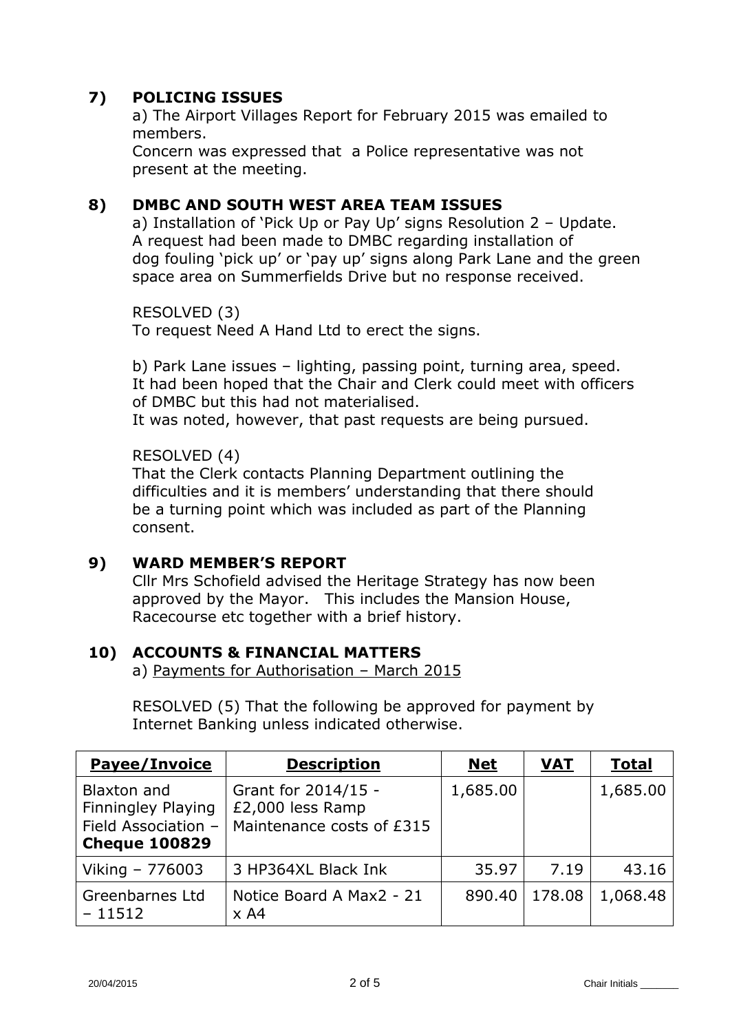## 7) POLICING ISSUES

a) The Airport Villages Report for February 2015 was emailed to members.

Concern was expressed that a Police representative was not present at the meeting.

## 8) DMBC AND SOUTH WEST AREA TEAM ISSUES

a) Installation of 'Pick Up or Pay Up' signs Resolution 2 – Update.
A request had been made to DMBC regarding installation of dog fouling 'pick up' or 'pay up' signs along Park Lane and the green space area on Summerfields Drive but no response received.

RESOLVED (3)
To request Need A Hand Ltd to erect the signs.

b) Park Lane issues – lighting, passing point, turning area, speed.
It had been hoped that the Chair and Clerk could meet with officers of DMBC but this had not materialised.
It was noted, however, that past requests are being pursued.

RESOLVED (4)
That the Clerk contacts Planning Department outlining the difficulties and it is members' understanding that there should be a turning point which was included as part of the Planning consent.

## 9) WARD MEMBER'S REPORT

Cllr Mrs Schofield advised the Heritage Strategy has now been approved by the Mayor. This includes the Mansion House, Racecourse etc together with a brief history.

## 10) ACCOUNTS & FINANCIAL MATTERS

a) Payments for Authorisation – March 2015

RESOLVED (5) That the following be approved for payment by Internet Banking unless indicated otherwise.

| Payee/Invoice | Description | Net | VAT | Total |
|---|---|---|---|---|
| Blaxton and Finningley Playing Field Association – **Cheque 100829** | Grant for 2014/15 - £2,000 less Ramp Maintenance costs of £315 | 1,685.00 | | 1,685.00 |
| Viking – 776003 | 3 HP364XL Black Ink | 35.97 | 7.19 | 43.16 |
| Greenbarnes Ltd – 11512 | Notice Board A Max2 - 21 x A4 | 890.40 | 178.08 | 1,068.48 |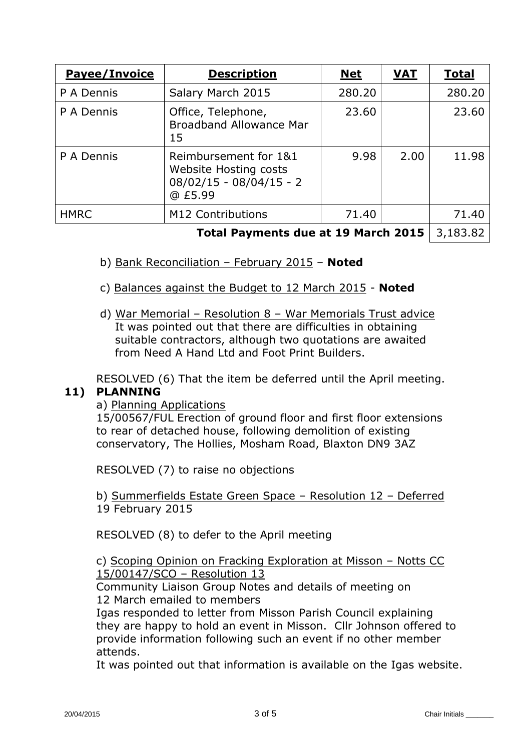| **Payee/Invoice** | **Description** | **Net** | **VAT** | **Total** |
| --- | --- | --- | --- | --- |
| P A Dennis | Salary March 2015 | 280.20 | | 280.20 |
| P A Dennis | Office, Telephone, Broadband Allowance Mar 15 | 23.60 | | 23.60 |
| P A Dennis | Reimbursement for 1&1 Website Hosting costs 08/02/15 - 08/04/15 - 2 @ £5.99 | 9.98 | 2.00 | 11.98 |
| HMRC | M12 Contributions | 71.40 | | 71.40 |
| **Total Payments due at 19 March 2015** | | | | 3,183.82 |

b) Bank Reconciliation – February 2015 – **Noted**

c) Balances against the Budget to 12 March 2015 - **Noted**

d) War Memorial – Resolution 8 – War Memorials Trust advice
It was pointed out that there are difficulties in obtaining suitable contractors, although two quotations are awaited from Need A Hand Ltd and Foot Print Builders.

RESOLVED (6) That the item be deferred until the April meeting.

## 11) PLANNING

a) Planning Applications
15/00567/FUL Erection of ground floor and first floor extensions to rear of detached house, following demolition of existing conservatory, The Hollies, Mosham Road, Blaxton DN9 3AZ

RESOLVED (7) to raise no objections

b) Summerfields Estate Green Space – Resolution 12 – Deferred 19 February 2015

RESOLVED (8) to defer to the April meeting

c) Scoping Opinion on Fracking Exploration at Misson – Notts CC 15/00147/SCO – Resolution 13
Community Liaison Group Notes and details of meeting on 12 March emailed to members
Igas responded to letter from Misson Parish Council explaining they are happy to hold an event in Misson. Cllr Johnson offered to provide information following such an event if no other member attends.
It was pointed out that information is available on the Igas website.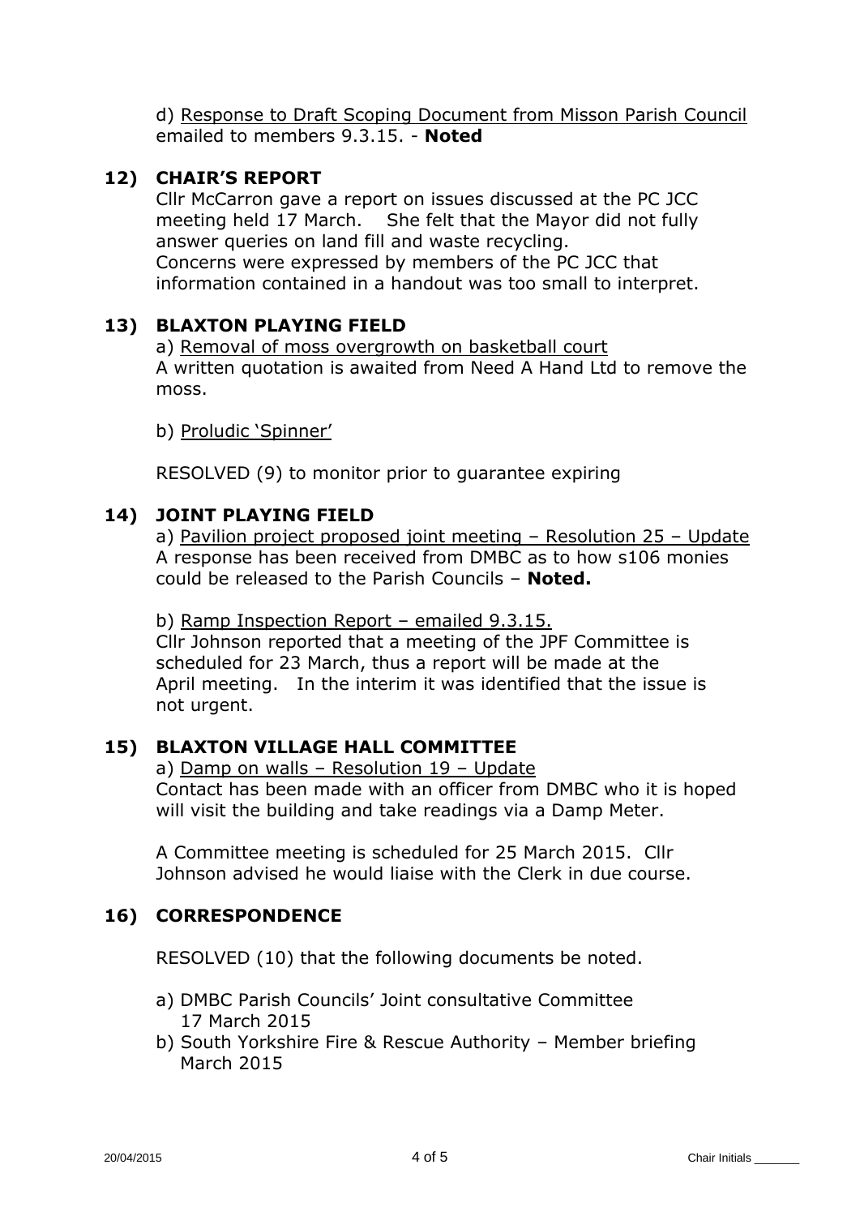d) Response to Draft Scoping Document from Misson Parish Council emailed to members 9.3.15. - **Noted**

## 12) CHAIR'S REPORT

Cllr McCarron gave a report on issues discussed at the PC JCC meeting held 17 March. She felt that the Mayor did not fully answer queries on land fill and waste recycling.
Concerns were expressed by members of the PC JCC that information contained in a handout was too small to interpret.

## 13) BLAXTON PLAYING FIELD

a) Removal of moss overgrowth on basketball court
A written quotation is awaited from Need A Hand Ltd to remove the moss.

b) Proludic 'Spinner'

RESOLVED (9) to monitor prior to guarantee expiring

## 14) JOINT PLAYING FIELD

a) Pavilion project proposed joint meeting – Resolution 25 – Update
A response has been received from DMBC as to how s106 monies could be released to the Parish Councils – **Noted.**

b) Ramp Inspection Report – emailed 9.3.15.
Cllr Johnson reported that a meeting of the JPF Committee is scheduled for 23 March, thus a report will be made at the April meeting. In the interim it was identified that the issue is not urgent.

## 15) BLAXTON VILLAGE HALL COMMITTEE

a) Damp on walls – Resolution 19 – Update
Contact has been made with an officer from DMBC who it is hoped will visit the building and take readings via a Damp Meter.

A Committee meeting is scheduled for 25 March 2015. Cllr Johnson advised he would liaise with the Clerk in due course.

## 16) CORRESPONDENCE

RESOLVED (10) that the following documents be noted.

a) DMBC Parish Councils' Joint consultative Committee 17 March 2015
b) South Yorkshire Fire & Rescue Authority – Member briefing March 2015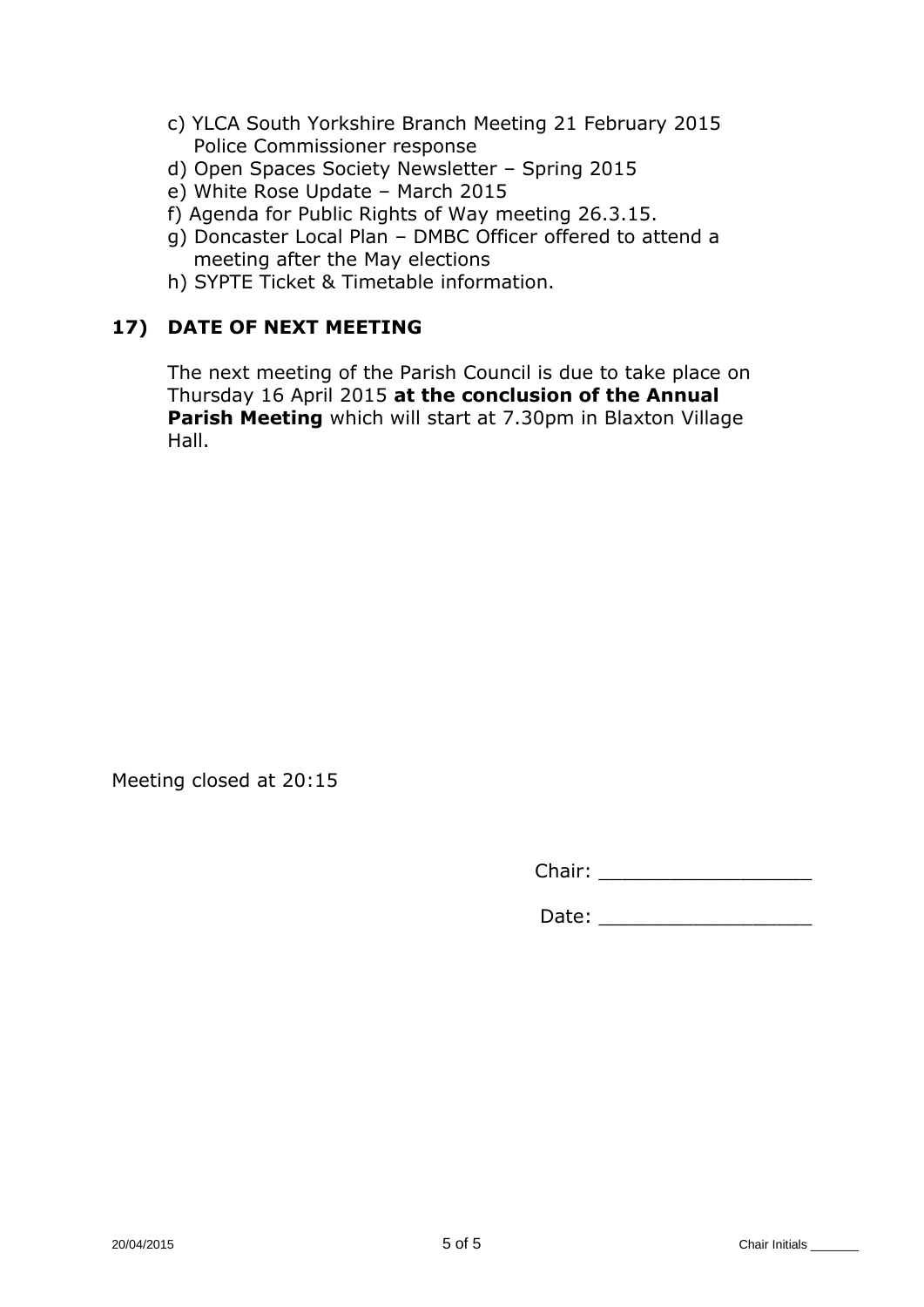c) YLCA South Yorkshire Branch Meeting 21 February 2015 Police Commissioner response
d) Open Spaces Society Newsletter – Spring 2015
e) White Rose Update – March 2015
f) Agenda for Public Rights of Way meeting 26.3.15.
g) Doncaster Local Plan – DMBC Officer offered to attend a meeting after the May elections
h) SYPTE Ticket & Timetable information.

## 17) DATE OF NEXT MEETING

The next meeting of the Parish Council is due to take place on Thursday 16 April 2015 **at the conclusion of the Annual Parish Meeting** which will start at 7.30pm in Blaxton Village Hall.

Meeting closed at 20:15

Chair: ___________________

Date: ___________________

20/04/2015

Chair Initials _______